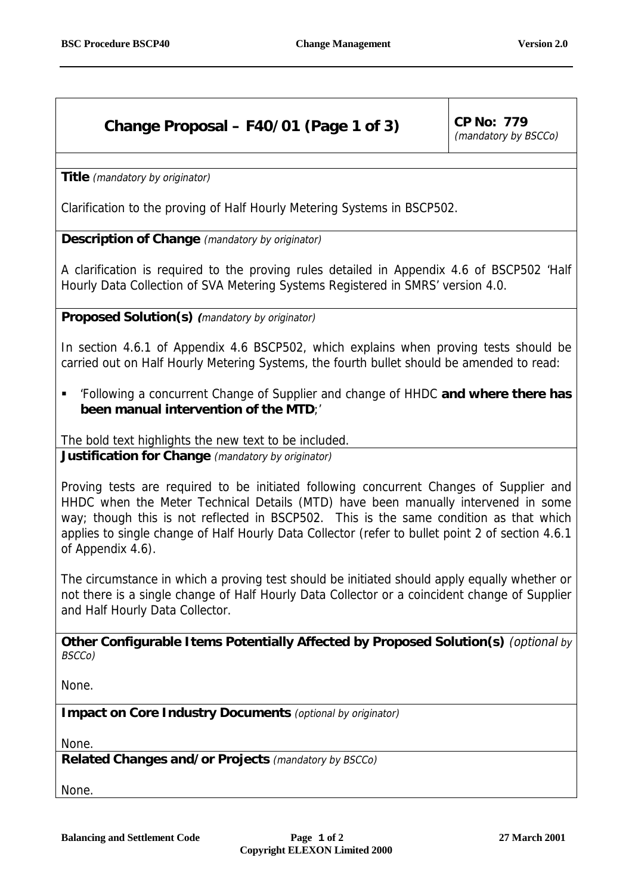## Change Proposal – F40/01 (Page 1 of 3)

**CP No: 779**
*(mandatory by BSCCo)*

**Title** *(mandatory by originator)*

Clarification to the proving of Half Hourly Metering Systems in BSCP502.

**Description of Change** *(mandatory by originator)*

A clarification is required to the proving rules detailed in Appendix 4.6 of BSCP502 'Half Hourly Data Collection of SVA Metering Systems Registered in SMRS' version 4.0.

**Proposed Solution(s)** *(mandatory by originator)*

In section 4.6.1 of Appendix 4.6 BSCP502, which explains when proving tests should be carried out on Half Hourly Metering Systems, the fourth bullet should be amended to read:

- 'Following a concurrent Change of Supplier and change of HHDC **and where there has been manual intervention of the MTD**;'

The bold text highlights the new text to be included.

**Justification for Change** *(mandatory by originator)*

Proving tests are required to be initiated following concurrent Changes of Supplier and HHDC when the Meter Technical Details (MTD) have been manually intervened in some way; though this is not reflected in BSCP502. This is the same condition as that which applies to single change of Half Hourly Data Collector (refer to bullet point 2 of section 4.6.1 of Appendix 4.6).

The circumstance in which a proving test should be initiated should apply equally whether or not there is a single change of Half Hourly Data Collector or a coincident change of Supplier and Half Hourly Data Collector.

**Other Configurable Items Potentially Affected by Proposed Solution(s)** *(optional by BSCCo)*

None.

**Impact on Core Industry Documents** *(optional by originator)*

None.

**Related Changes and/or Projects** *(mandatory by BSCCo)*

None.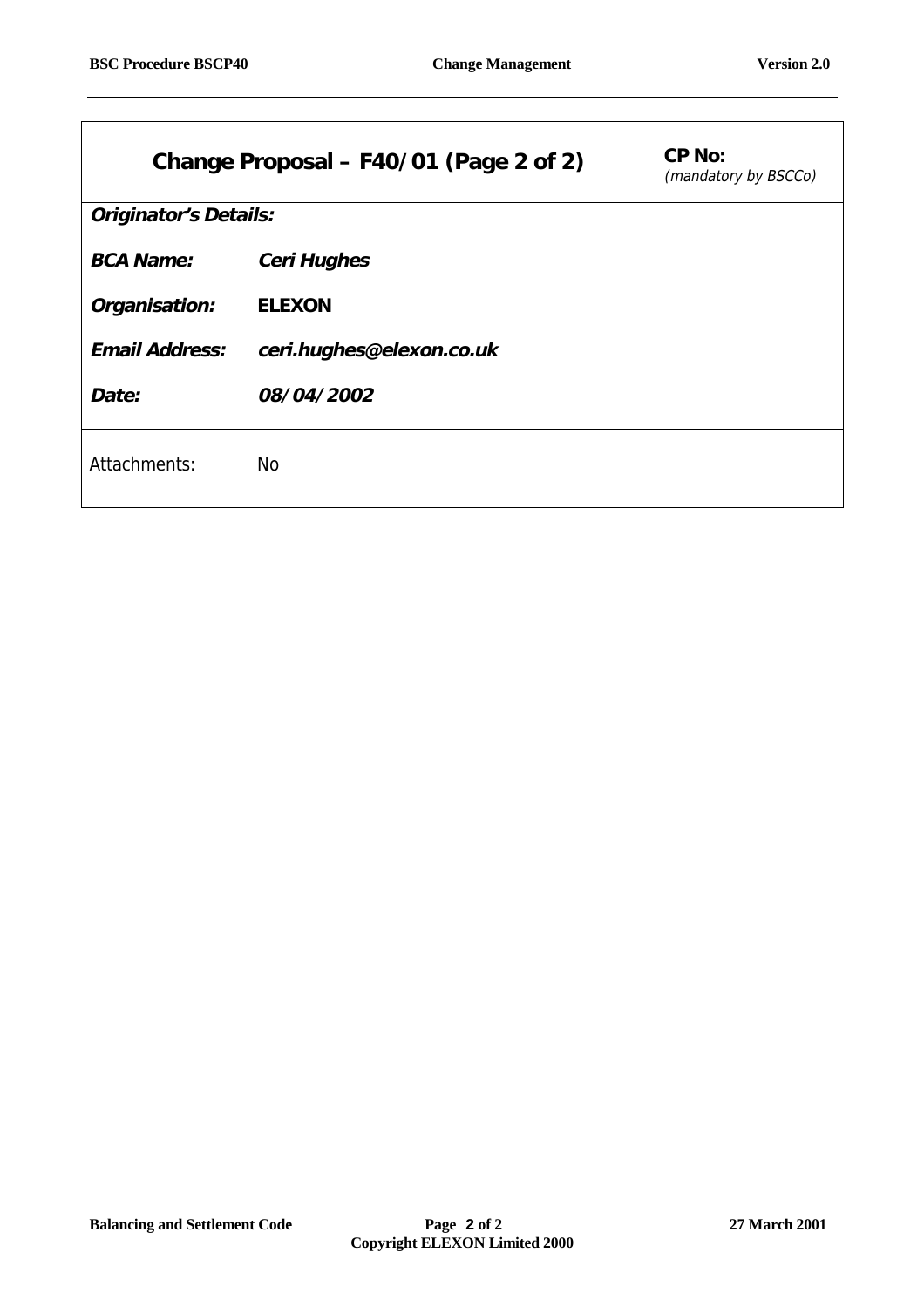| Change Proposal – F40/01 (Page 2 of 2) | | **CP No:** *(mandatory by BSCCo)* |
|---|---|---|
| ***Originator's Details:*** | | |
| ***BCA Name:*** | ***Ceri Hughes*** | |
| ***Organisation:*** | **ELEXON** | |
| ***Email Address:*** | ***ceri.hughes@elexon.co.uk*** | |
| ***Date:*** | ***08/04/2002*** | |
| Attachments: | No | |